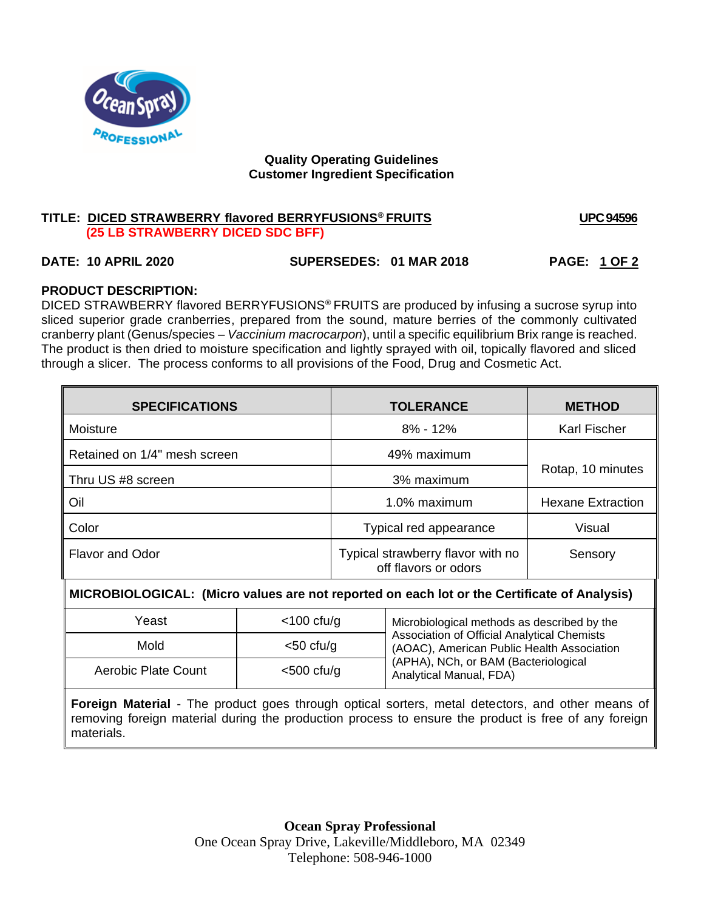**Quality Operating Guidelines**
**Customer Ingredient Specification**

**TITLE: DICED STRAWBERRY flavored BERRYFUSIONS® FRUITS** **UPC 94596**
**(25 LB STRAWBERRY DICED SDC BFF)**

**DATE: 10 APRIL 2020** **SUPERSEDES: 01 MAR 2018** **PAGE: 1 OF 2**

**PRODUCT DESCRIPTION:**
DICED STRAWBERRY flavored BERRYFUSIONS® FRUITS are produced by infusing a sucrose syrup into sliced superior grade cranberries, prepared from the sound, mature berries of the commonly cultivated cranberry plant (Genus/species – *Vaccinium macrocarpon*), until a specific equilibrium Brix range is reached. The product is then dried to moisture specification and lightly sprayed with oil, topically flavored and sliced through a slicer. The process conforms to all provisions of the Food, Drug and Cosmetic Act.

| SPECIFICATIONS | TOLERANCE | METHOD |
|---|---|---|
| Moisture | 8% - 12% | Karl Fischer |
| Retained on 1/4" mesh screen | 49% maximum | Rotap, 10 minutes |
| Thru US #8 screen | 3% maximum | |
| Oil | 1.0% maximum | Hexane Extraction |
| Color | Typical red appearance | Visual |
| Flavor and Odor | Typical strawberry flavor with no off flavors or odors | Sensory |

**MICROBIOLOGICAL: (Micro values are not reported on each lot or the Certificate of Analysis)**

| | | |
|---|---|---|
| Yeast | <100 cfu/g | Microbiological methods as described by the Association of Official Analytical Chemists (AOAC), American Public Health Association (APHA), NCh, or BAM (Bacteriological Analytical Manual, FDA) |
| Mold | <50 cfu/g | |
| Aerobic Plate Count | <500 cfu/g | |

**Foreign Material** - The product goes through optical sorters, metal detectors, and other means of removing foreign material during the production process to ensure the product is free of any foreign materials.

**Ocean Spray Professional**
One Ocean Spray Drive, Lakeville/Middleboro, MA 02349
Telephone: 508-946-1000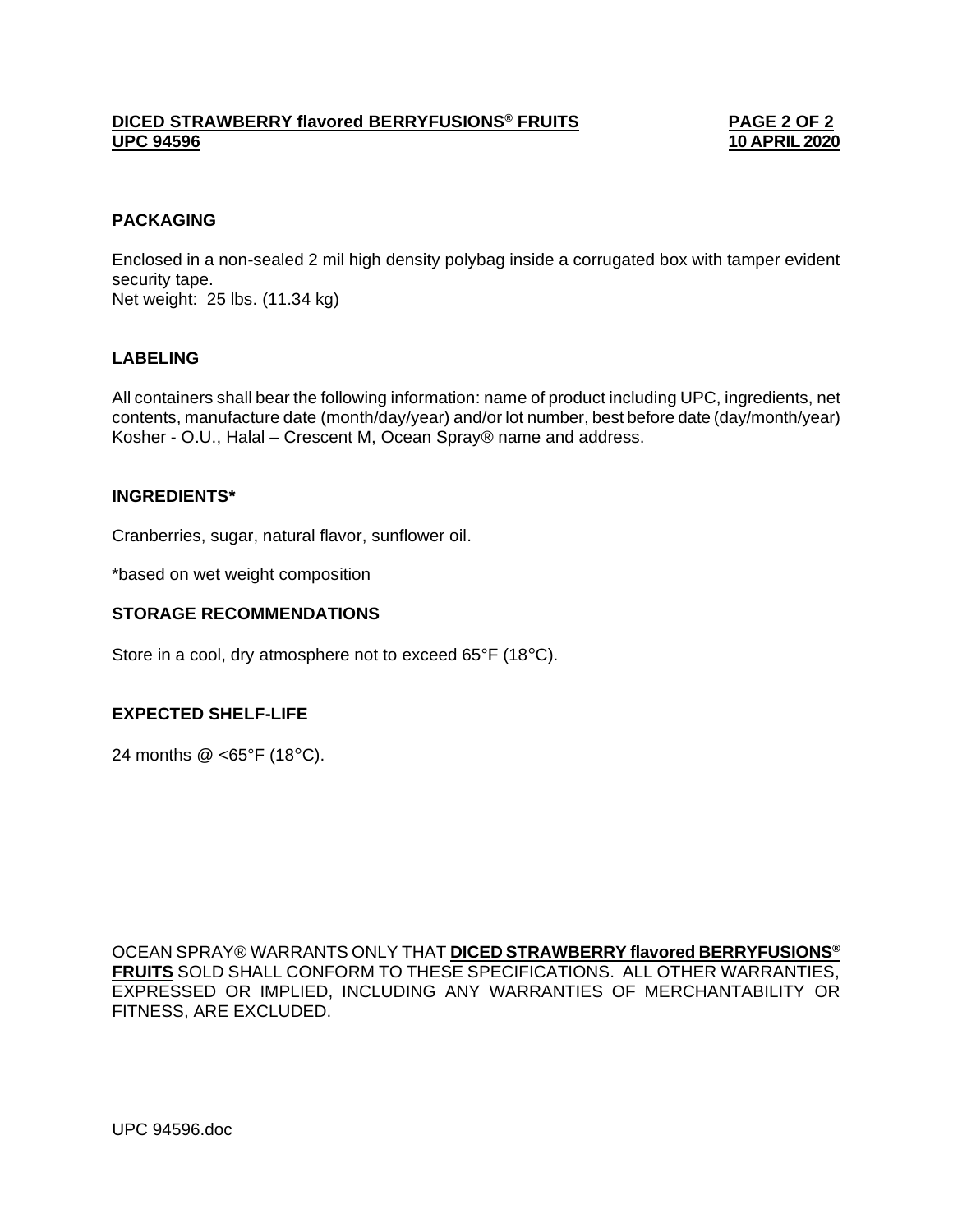## PACKAGING

Enclosed in a non-sealed 2 mil high density polybag inside a corrugated box with tamper evident security tape.
Net weight: 25 lbs. (11.34 kg)

## LABELING

All containers shall bear the following information: name of product including UPC, ingredients, net contents, manufacture date (month/day/year) and/or lot number, best before date (day/month/year) Kosher - O.U., Halal – Crescent M, Ocean Spray® name and address.

## INGREDIENTS*

Cranberries, sugar, natural flavor, sunflower oil.

*based on wet weight composition

## STORAGE RECOMMENDATIONS

Store in a cool, dry atmosphere not to exceed 65°F (18°C).

## EXPECTED SHELF-LIFE

24 months @ <65°F (18°C).

OCEAN SPRAY® WARRANTS ONLY THAT **DICED STRAWBERRY flavored BERRYFUSIONS® FRUITS** SOLD SHALL CONFORM TO THESE SPECIFICATIONS. ALL OTHER WARRANTIES, EXPRESSED OR IMPLIED, INCLUDING ANY WARRANTIES OF MERCHANTABILITY OR FITNESS, ARE EXCLUDED.